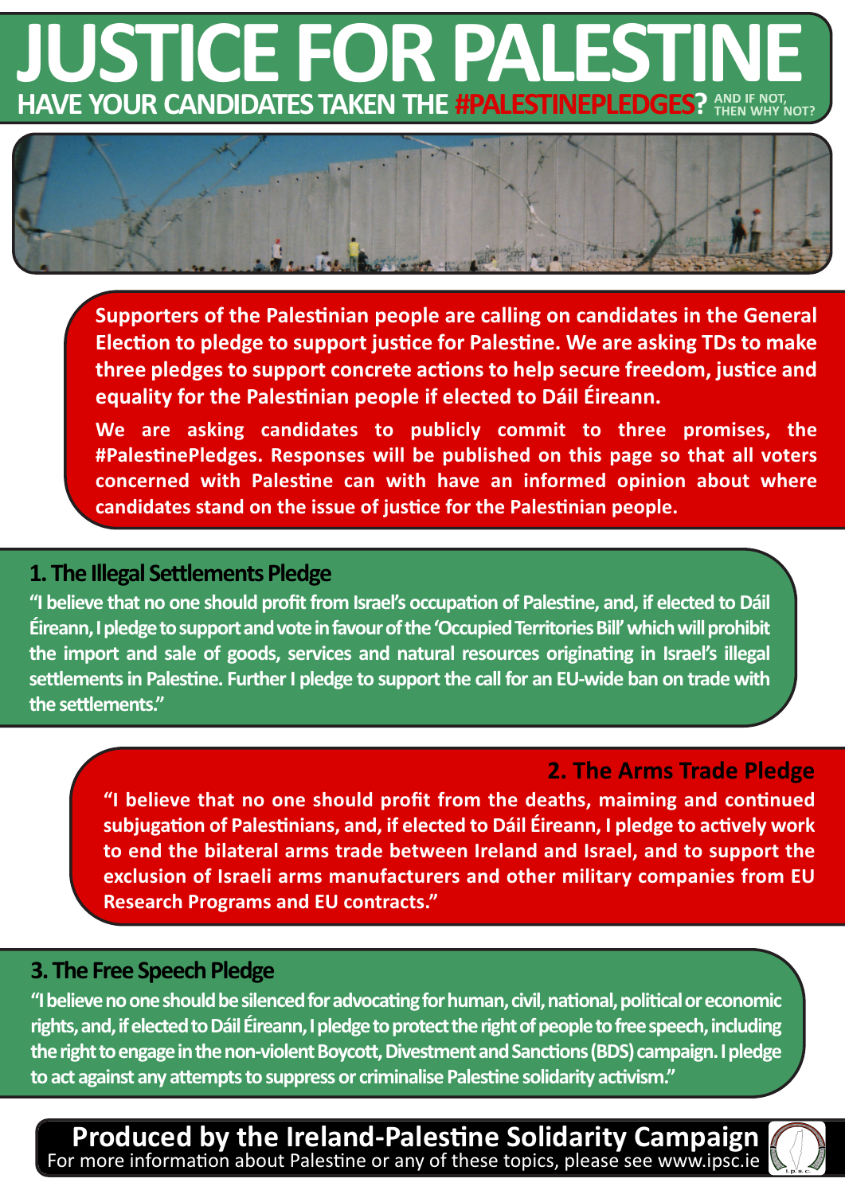# JUSTICE FOR PALESTINE

## HAVE YOUR CANDIDATES TAKEN THE #PALESTINEPLEDGES? AND IF NOT, THEN WHY NOT?

**Supporters of the Palestinian people are calling on candidates in the General Election to pledge to support justice for Palestine. We are asking TDs to make three pledges to support concrete actions to help secure freedom, justice and equality for the Palestinian people if elected to Dáil Éireann.**

**We are asking candidates to publicly commit to three promises, the #PalestinePledges. Responses will be published on this page so that all voters concerned with Palestine can with have an informed opinion about where candidates stand on the issue of justice for the Palestinian people.**

### 1. The Illegal Settlements Pledge

**"I believe that no one should profit from Israel's occupation of Palestine, and, if elected to Dáil Éireann, I pledge to support and vote in favour of the 'Occupied Territories Bill' which will prohibit the import and sale of goods, services and natural resources originating in Israel's illegal settlements in Palestine. Further I pledge to support the call for an EU-wide ban on trade with the settlements."**

### 2. The Arms Trade Pledge

**"I believe that no one should profit from the deaths, maiming and continued subjugation of Palestinians, and, if elected to Dáil Éireann, I pledge to actively work to end the bilateral arms trade between Ireland and Israel, and to support the exclusion of Israeli arms manufacturers and other military companies from EU Research Programs and EU contracts."**

### 3. The Free Speech Pledge

**"I believe no one should be silenced for advocating for human, civil, national, political or economic rights, and, if elected to Dáil Éireann, I pledge to protect the right of people to free speech, including the right to engage in the non-violent Boycott, Divestment and Sanctions (BDS) campaign. I pledge to act against any attempts to suppress or criminalise Palestine solidarity activism."**

**Produced by the Ireland-Palestine Solidarity Campaign**

For more information about Palestine or any of these topics, please see www.ipsc.ie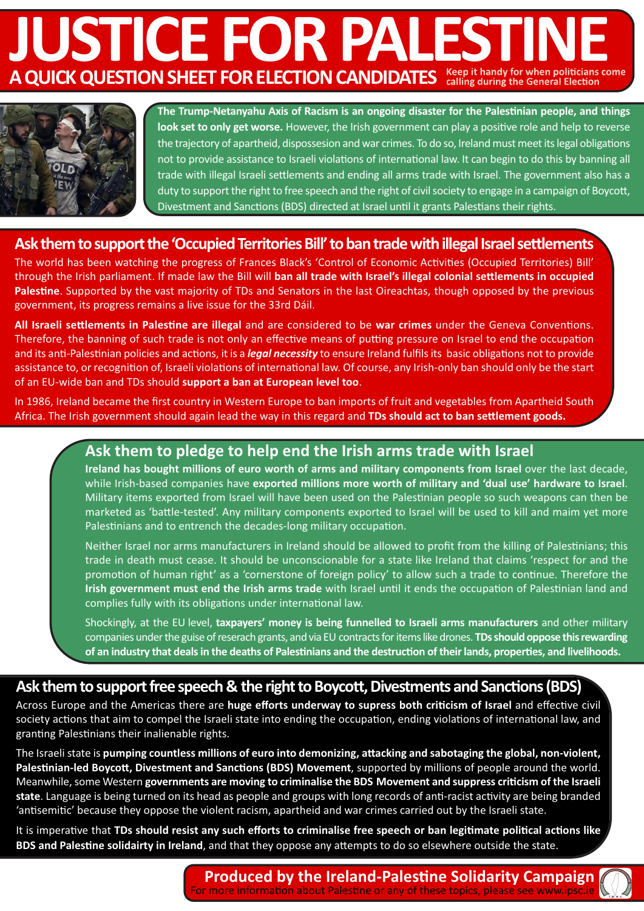# JUSTICE FOR PALESTINE

## A QUICK QUESTION SHEET FOR ELECTION CANDIDATES

Keep it handy for when politicians come calling during the General Election

**The Trump-Netanyahu Axis of Racism is an ongoing disaster for the Palestinian people, and things look set to only get worse.** However, the Irish government can play a positive role and help to reverse the trajectory of apartheid, dispossesion and war crimes. To do so, Ireland must meet its legal obligations not to provide assistance to Israeli violations of international law. It can begin to do this by banning all trade with illegal Israeli settlements and ending all arms trade with Israel. The government also has a duty to support the right to free speech and the right of civil society to engage in a campaign of Boycott, Divestment and Sanctions (BDS) directed at Israel until it grants Palestians their rights.

## Ask them to support the 'Occupied Territories Bill' to ban trade with illegal Israel settlements

The world has been watching the progress of Frances Black's 'Control of Economic Activities (Occupied Territories) Bill' through the Irish parliament. If made law the Bill will **ban all trade with Israel's illegal colonial settlements in occupied Palestine**. Supported by the vast majority of TDs and Senators in the last Oireachtas, though opposed by the previous government, its progress remains a live issue for the 33rd Dáil.

**All Israeli settlements in Palestine are illegal** and are considered to be **war crimes** under the Geneva Conventions. Therefore, the banning of such trade is not only an effective means of putting pressure on Israel to end the occupation and its anti-Palestinian policies and actions, it is a ***legal necessity*** to ensure Ireland fulfils its basic obligations not to provide assistance to, or recognition of, Israeli violations of international law. Of course, any Irish-only ban should only be the start of an EU-wide ban and TDs should **support a ban at European level too**.

In 1986, Ireland became the first country in Western Europe to ban imports of fruit and vegetables from Apartheid South Africa. The Irish government should again lead the way in this regard and **TDs should act to ban settlement goods.**

## Ask them to pledge to help end the Irish arms trade with Israel

**Ireland has bought millions of euro worth of arms and military components from Israel** over the last decade, while Irish-based companies have **exported millions more worth of military and 'dual use' hardware to Israel**. Military items exported from Israel will have been used on the Palestinian people so such weapons can then be marketed as 'battle-tested'. Any military components exported to Israel will be used to kill and maim yet more Palestinians and to entrench the decades-long military occupation.

Neither Israel nor arms manufacturers in Ireland should be allowed to profit from the killing of Palestinians; this trade in death must cease. It should be unconscionable for a state like Ireland that claims 'respect for and the promotion of human right' as a 'cornerstone of foreign policy' to allow such a trade to continue. Therefore the **Irish government must end the Irish arms trade** with Israel until it ends the occupation of Palestinian land and complies fully with its obligations under international law.

Shockingly, at the EU level, **taxpayers' money is being funnelled to Israeli arms manufacturers** and other military companies under the guise of reserach grants, and via EU contracts for items like drones. **TDs should oppose this rewarding of an industry that deals in the deaths of Palestinians and the destruction of their lands, properties, and livelihoods.**

## Ask them to support free speech & the right to Boycott, Divestments and Sanctions (BDS)

Across Europe and the Americas there are **huge efforts underway to supress both criticism of Israel** and effective civil society actions that aim to compel the Israeli state into ending the occupation, ending violations of international law, and granting Palestinians their inalienable rights.

The Israeli state is **pumping countless millions of euro into demonizing, attacking and sabotaging the global, non-violent, Palestinian-led Boycott, Divestment and Sanctions (BDS) Movement**, supported by millions of people around the world. Meanwhile, some Western **governments are moving to criminalise the BDS Movement and suppress criticism of the Israeli state**. Language is being turned on its head as people and groups with long records of anti-racist activity are being branded 'antisemitic' because they oppose the violent racism, apartheid and war crimes carried out by the Israeli state.

It is imperative that **TDs should resist any such efforts to criminalise free speech or ban legitimate political actions like BDS and Palestine solidairty in Ireland**, and that they oppose any attempts to do so elsewhere outside the state.

**Produced by the Ireland-Palestine Solidarity Campaign**

For more information about Palestine or any of these topics, please see www.ipsc.ie